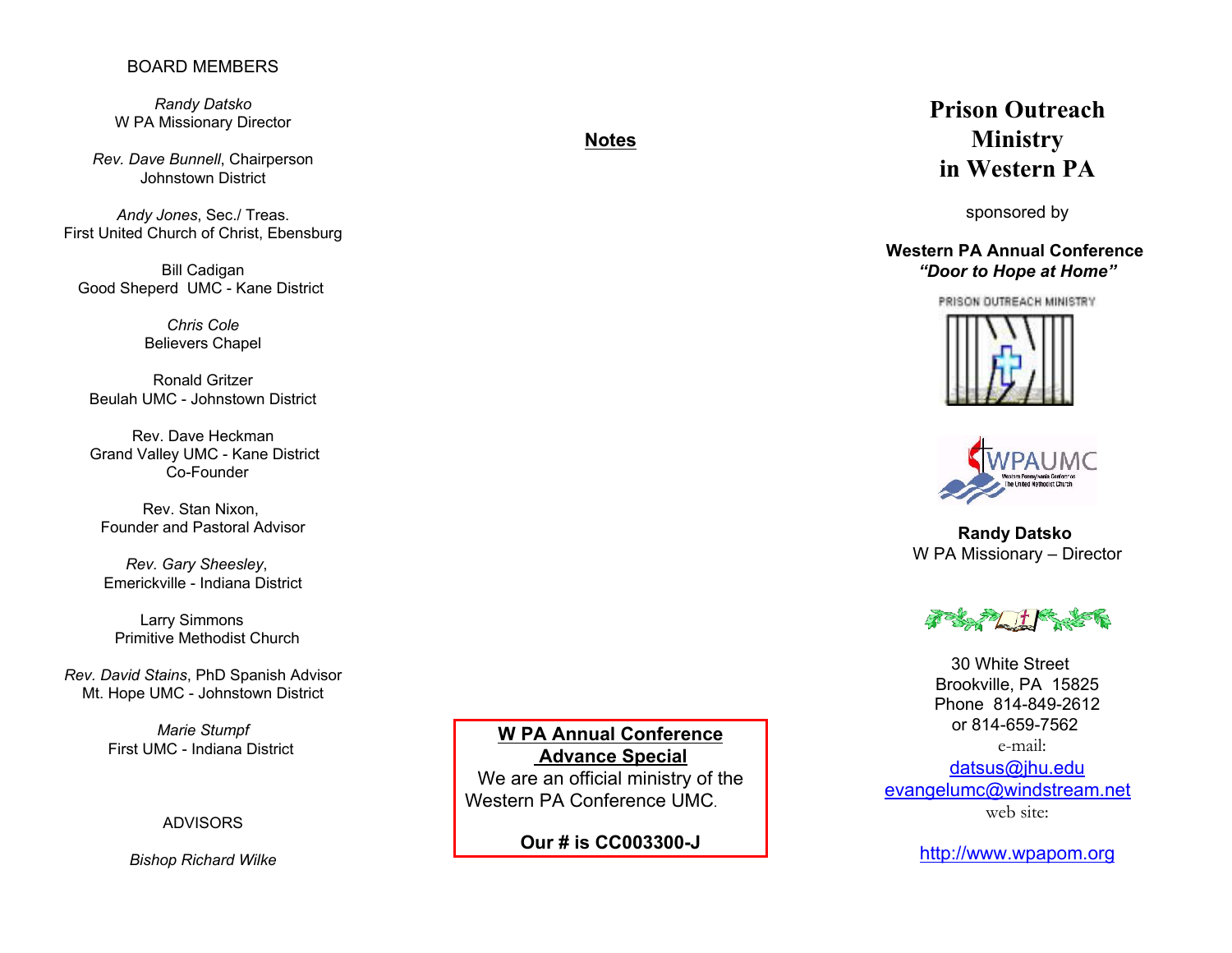BOARD MEMBERS

*Randy Datsko*
W PA Missionary Director

*Rev. Dave Bunnell*, Chairperson
Johnstown District

*Andy Jones*, Sec./ Treas.
First United Church of Christ, Ebensburg

Bill Cadigan
Good Sheperd UMC - Kane District

*Chris Cole*
Believers Chapel

Ronald Gritzer
Beulah UMC - Johnstown District

Rev. Dave Heckman
Grand Valley UMC - Kane District
Co-Founder

Rev. Stan Nixon,
Founder and Pastoral Advisor

*Rev. Gary Sheesley*,
Emerickville - Indiana District

Larry Simmons
Primitive Methodist Church

*Rev. David Stains*, PhD Spanish Advisor
Mt. Hope UMC - Johnstown District

*Marie Stumpf*
First UMC - Indiana District

ADVISORS

*Bishop Richard Wilke*

**Notes**

**W PA Annual Conference Advance Special**
We are an official ministry of the Western PA Conference UMC.

**Our # is CC003300-J**

# Prison Outreach Ministry in Western PA

sponsored by

**Western PA Annual Conference**
***"Door to Hope at Home"***

PRISON OUTREACH MINISTRY

WPAUMC
Western Pennsylvania Conference
The United Methodist Church

**Randy Datsko**
W PA Missionary – Director

30 White Street
Brookville, PA 15825
Phone 814-849-2612
or 814-659-7562
e-mail:
datsus@jhu.edu
evangelumc@windstream.net
web site:

http://www.wpapom.org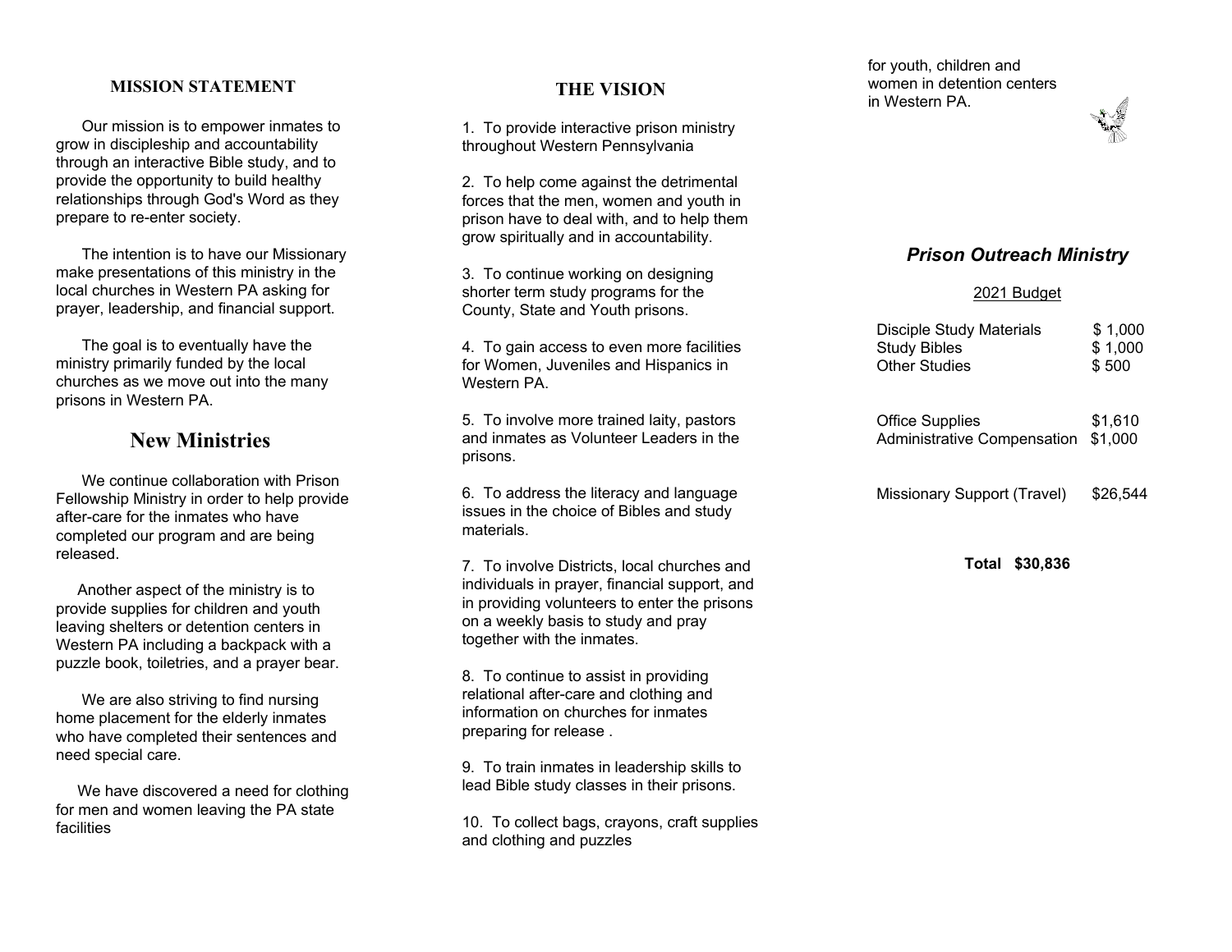## MISSION STATEMENT

Our mission is to empower inmates to grow in discipleship and accountability through an interactive Bible study, and to provide the opportunity to build healthy relationships through God's Word as they prepare to re-enter society.

The intention is to have our Missionary make presentations of this ministry in the local churches in Western PA asking for prayer, leadership, and financial support.

The goal is to eventually have the ministry primarily funded by the local churches as we move out into the many prisons in Western PA.

## New Ministries

We continue collaboration with Prison Fellowship Ministry in order to help provide after-care for the inmates who have completed our program and are being released.

Another aspect of the ministry is to provide supplies for children and youth leaving shelters or detention centers in Western PA including a backpack with a puzzle book, toiletries, and a prayer bear.

We are also striving to find nursing home placement for the elderly inmates who have completed their sentences and need special care.

We have discovered a need for clothing for men and women leaving the PA state facilities

## THE VISION

1. To provide interactive prison ministry throughout Western Pennsylvania

2. To help come against the detrimental forces that the men, women and youth in prison have to deal with, and to help them grow spiritually and in accountability.

3. To continue working on designing shorter term study programs for the County, State and Youth prisons.

4. To gain access to even more facilities for Women, Juveniles and Hispanics in Western PA.

5. To involve more trained laity, pastors and inmates as Volunteer Leaders in the prisons.

6. To address the literacy and language issues in the choice of Bibles and study materials.

7. To involve Districts, local churches and individuals in prayer, financial support, and in providing volunteers to enter the prisons on a weekly basis to study and pray together with the inmates.

8. To continue to assist in providing relational after-care and clothing and information on churches for inmates preparing for release .

9. To train inmates in leadership skills to lead Bible study classes in their prisons.

10. To collect bags, crayons, craft supplies and clothing and puzzles for youth, children and women in detention centers in Western PA.

## *Prison Outreach Ministry*

2021 Budget

| | |
|---|---|
| Disciple Study Materials | $ 1,000 |
| Study Bibles | $ 1,000 |
| Other Studies | $ 500 |
| Office Supplies | $1,610 |
| Administrative Compensation | $1,000 |
| Missionary Support (Travel) | $26,544 |

**Total $30,836**